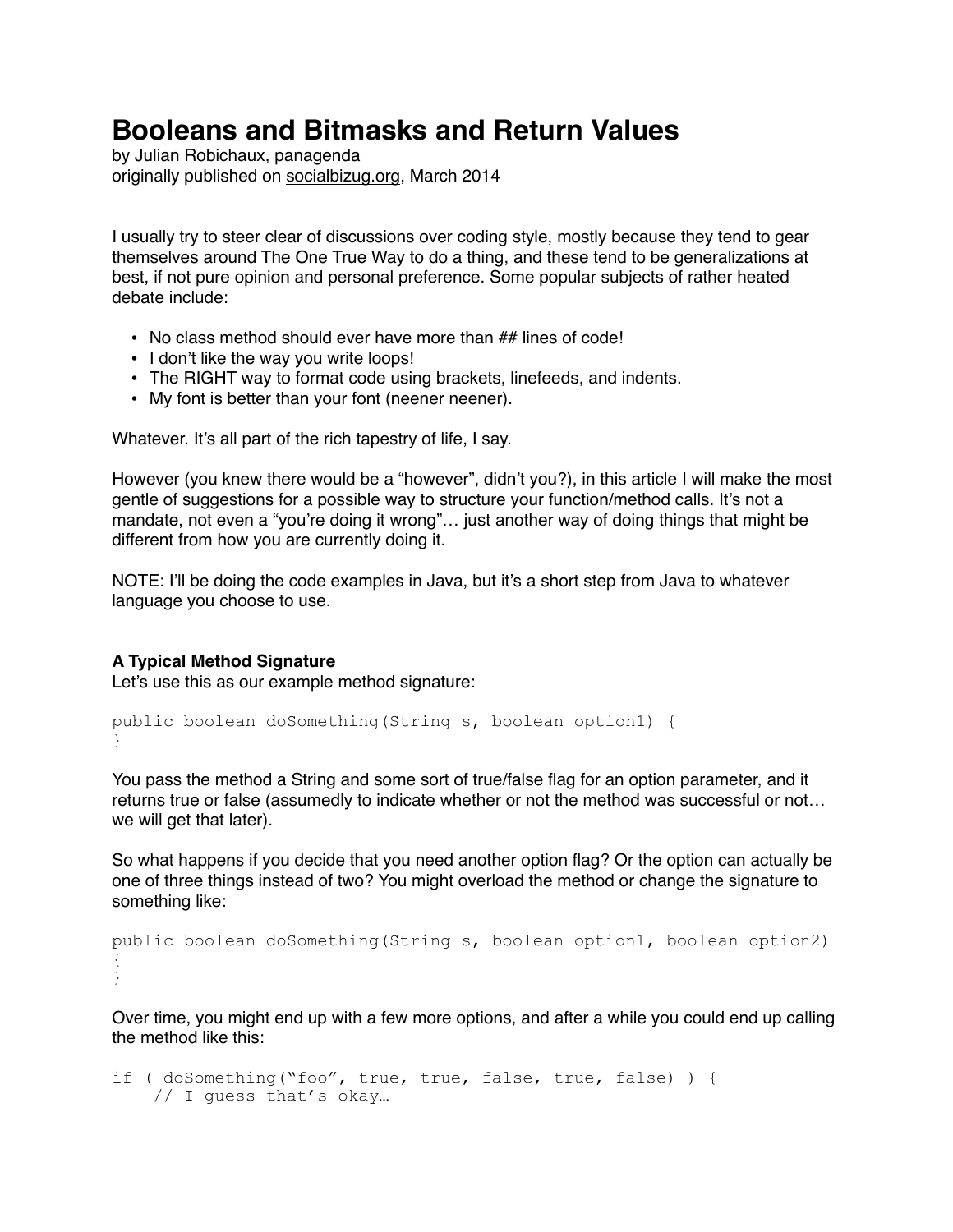# Booleans and Bitmasks and Return Values

by Julian Robichaux, panagenda
originally published on socialbizug.org, March 2014

I usually try to steer clear of discussions over coding style, mostly because they tend to gear themselves around The One True Way to do a thing, and these tend to be generalizations at best, if not pure opinion and personal preference. Some popular subjects of rather heated debate include:

- No class method should ever have more than ## lines of code!
- I don't like the way you write loops!
- The RIGHT way to format code using brackets, linefeeds, and indents.
- My font is better than your font (neener neener).

Whatever. It's all part of the rich tapestry of life, I say.

However (you knew there would be a "however", didn't you?), in this article I will make the most gentle of suggestions for a possible way to structure your function/method calls. It's not a mandate, not even a "you're doing it wrong"… just another way of doing things that might be different from how you are currently doing it.

NOTE: I'll be doing the code examples in Java, but it's a short step from Java to whatever language you choose to use.

**A Typical Method Signature**

Let's use this as our example method signature:

```
public boolean doSomething(String s, boolean option1) {
}
```

You pass the method a String and some sort of true/false flag for an option parameter, and it returns true or false (assumedly to indicate whether or not the method was successful or not… we will get that later).

So what happens if you decide that you need another option flag? Or the option can actually be one of three things instead of two? You might overload the method or change the signature to something like:

```
public boolean doSomething(String s, boolean option1, boolean option2)
{
}
```

Over time, you might end up with a few more options, and after a while you could end up calling the method like this:

```
if ( doSomething("foo", true, true, false, true, false) ) {
    // I guess that's okay…
```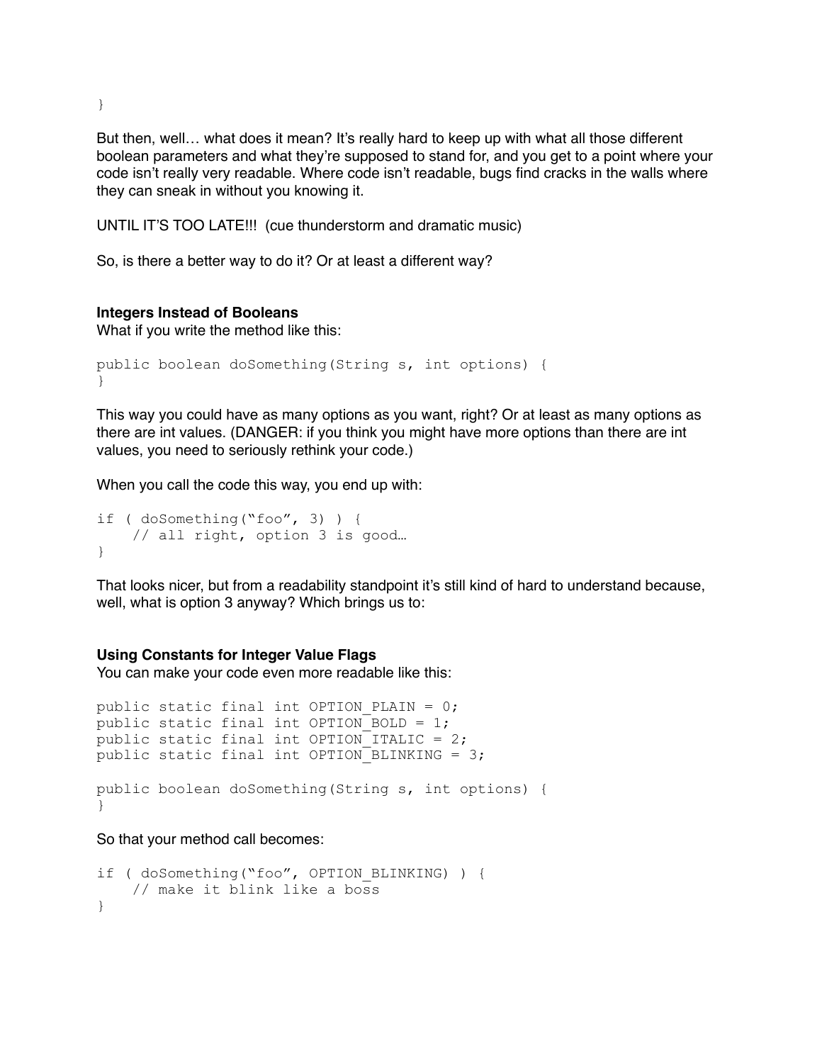```
}
```

But then, well… what does it mean? It's really hard to keep up with what all those different boolean parameters and what they're supposed to stand for, and you get to a point where your code isn't really very readable. Where code isn't readable, bugs find cracks in the walls where they can sneak in without you knowing it.

UNTIL IT'S TOO LATE!!! (cue thunderstorm and dramatic music)

So, is there a better way to do it? Or at least a different way?

**Integers Instead of Booleans**

What if you write the method like this:

```
public boolean doSomething(String s, int options) {
}
```

This way you could have as many options as you want, right? Or at least as many options as there are int values. (DANGER: if you think you might have more options than there are int values, you need to seriously rethink your code.)

When you call the code this way, you end up with:

```
if ( doSomething("foo", 3) ) {
    // all right, option 3 is good…
}
```

That looks nicer, but from a readability standpoint it's still kind of hard to understand because, well, what is option 3 anyway? Which brings us to:

**Using Constants for Integer Value Flags**

You can make your code even more readable like this:

```
public static final int OPTION_PLAIN = 0;
public static final int OPTION_BOLD = 1;
public static final int OPTION_ITALIC = 2;
public static final int OPTION_BLINKING = 3;

public boolean doSomething(String s, int options) {
}
```

So that your method call becomes:

```
if ( doSomething("foo", OPTION_BLINKING) ) {
    // make it blink like a boss
}
```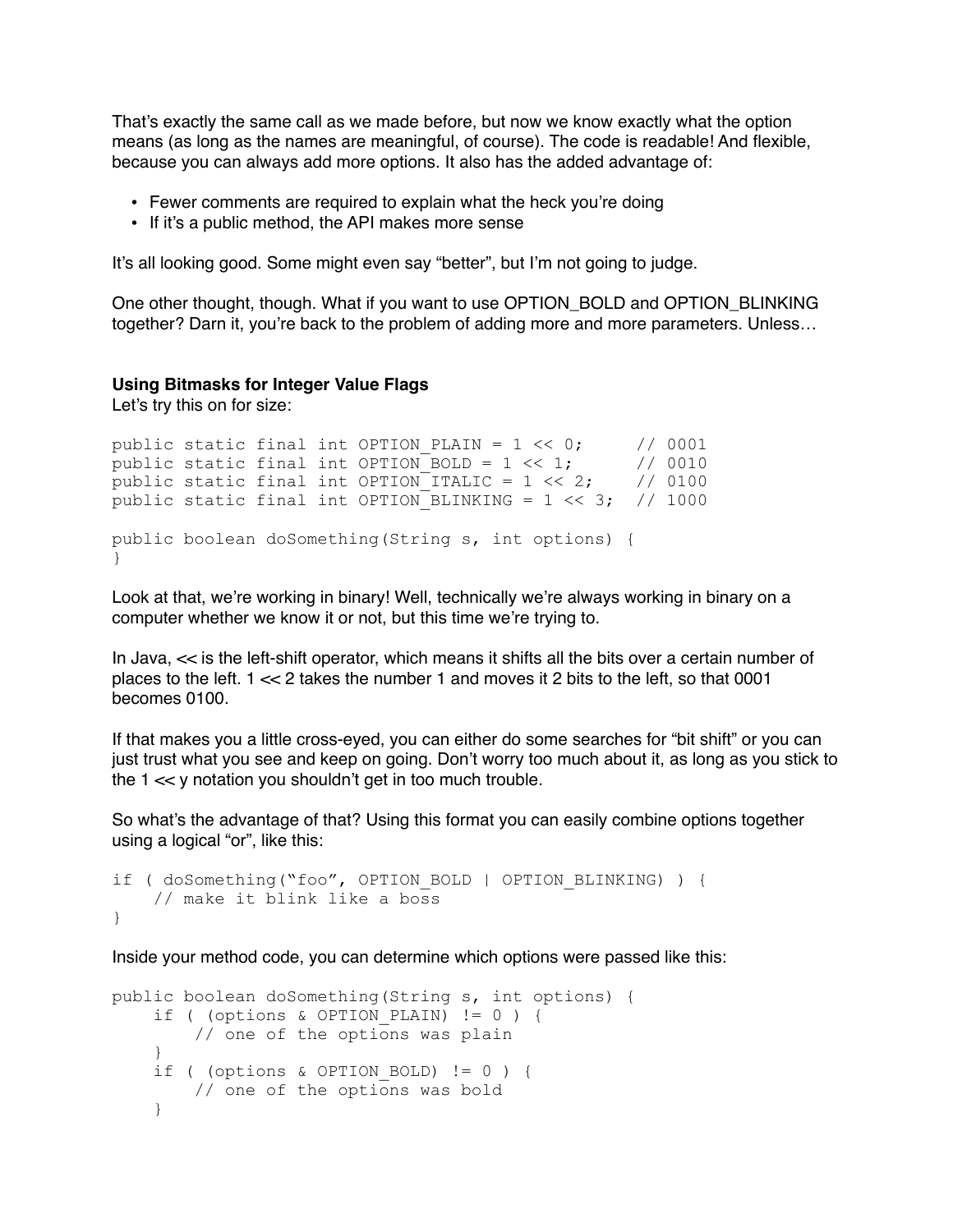That's exactly the same call as we made before, but now we know exactly what the option means (as long as the names are meaningful, of course). The code is readable! And flexible, because you can always add more options. It also has the added advantage of:

- Fewer comments are required to explain what the heck you're doing
- If it's a public method, the API makes more sense

It's all looking good. Some might even say "better", but I'm not going to judge.

One other thought, though. What if you want to use OPTION_BOLD and OPTION_BLINKING together? Darn it, you're back to the problem of adding more and more parameters. Unless…

**Using Bitmasks for Integer Value Flags**

Let's try this on for size:

```
public static final int OPTION_PLAIN = 1 << 0;     // 0001
public static final int OPTION_BOLD = 1 << 1;      // 0010
public static final int OPTION_ITALIC = 1 << 2;    // 0100
public static final int OPTION_BLINKING = 1 << 3;  // 1000

public boolean doSomething(String s, int options) {
}
```

Look at that, we're working in binary! Well, technically we're always working in binary on a computer whether we know it or not, but this time we're trying to.

In Java, << is the left-shift operator, which means it shifts all the bits over a certain number of places to the left. 1 << 2 takes the number 1 and moves it 2 bits to the left, so that 0001 becomes 0100.

If that makes you a little cross-eyed, you can either do some searches for "bit shift" or you can just trust what you see and keep on going. Don't worry too much about it, as long as you stick to the 1 << y notation you shouldn't get in too much trouble.

So what's the advantage of that? Using this format you can easily combine options together using a logical "or", like this:

```
if ( doSomething("foo", OPTION_BOLD | OPTION_BLINKING) ) {
    // make it blink like a boss
}
```

Inside your method code, you can determine which options were passed like this:

```
public boolean doSomething(String s, int options) {
    if ( (options & OPTION_PLAIN) != 0 ) {
        // one of the options was plain
    }
    if ( (options & OPTION_BOLD) != 0 ) {
        // one of the options was bold
    }
```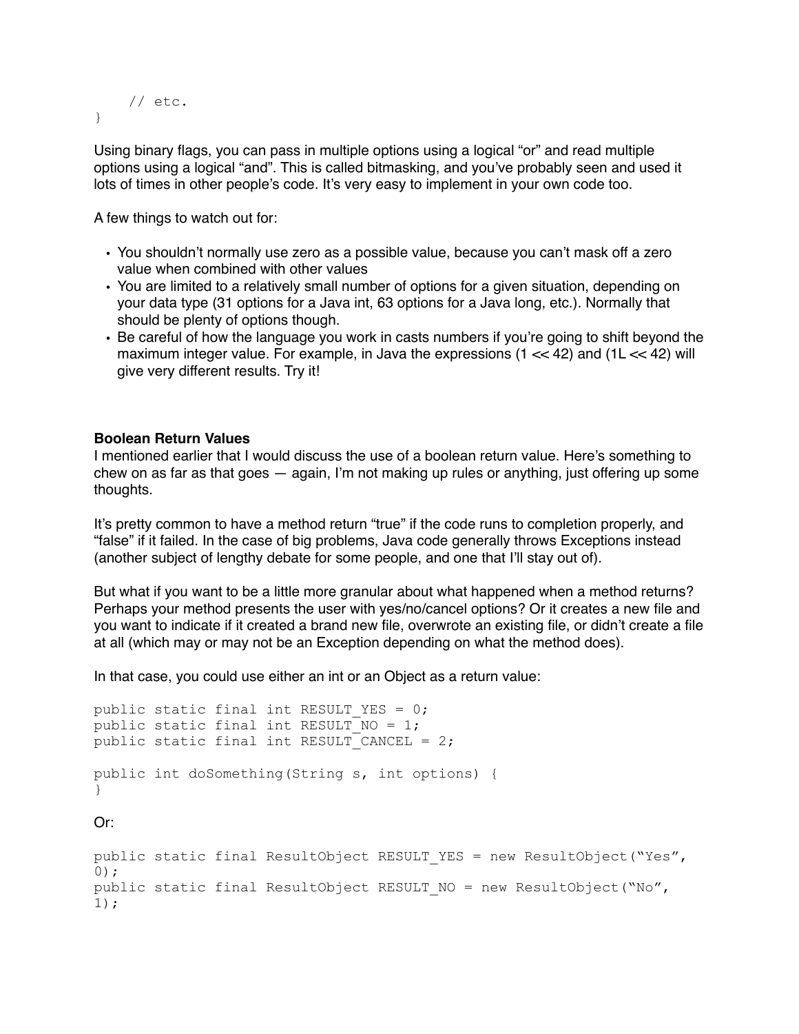```
    // etc.
}
```

Using binary flags, you can pass in multiple options using a logical "or" and read multiple options using a logical "and". This is called bitmasking, and you've probably seen and used it lots of times in other people's code. It's very easy to implement in your own code too.

A few things to watch out for:

- You shouldn't normally use zero as a possible value, because you can't mask off a zero value when combined with other values
- You are limited to a relatively small number of options for a given situation, depending on your data type (31 options for a Java int, 63 options for a Java long, etc.). Normally that should be plenty of options though.
- Be careful of how the language you work in casts numbers if you're going to shift beyond the maximum integer value. For example, in Java the expressions (1 << 42) and (1L << 42) will give very different results. Try it!

**Boolean Return Values**

I mentioned earlier that I would discuss the use of a boolean return value. Here's something to chew on as far as that goes — again, I'm not making up rules or anything, just offering up some thoughts.

It's pretty common to have a method return "true" if the code runs to completion properly, and "false" if it failed. In the case of big problems, Java code generally throws Exceptions instead (another subject of lengthy debate for some people, and one that I'll stay out of).

But what if you want to be a little more granular about what happened when a method returns? Perhaps your method presents the user with yes/no/cancel options? Or it creates a new file and you want to indicate if it created a brand new file, overwrote an existing file, or didn't create a file at all (which may or may not be an Exception depending on what the method does).

In that case, you could use either an int or an Object as a return value:

```
public static final int RESULT_YES = 0;
public static final int RESULT_NO = 1;
public static final int RESULT_CANCEL = 2;

public int doSomething(String s, int options) {
}
```

Or:

```
public static final ResultObject RESULT_YES = new ResultObject("Yes",
0);
public static final ResultObject RESULT_NO = new ResultObject("No",
1);
```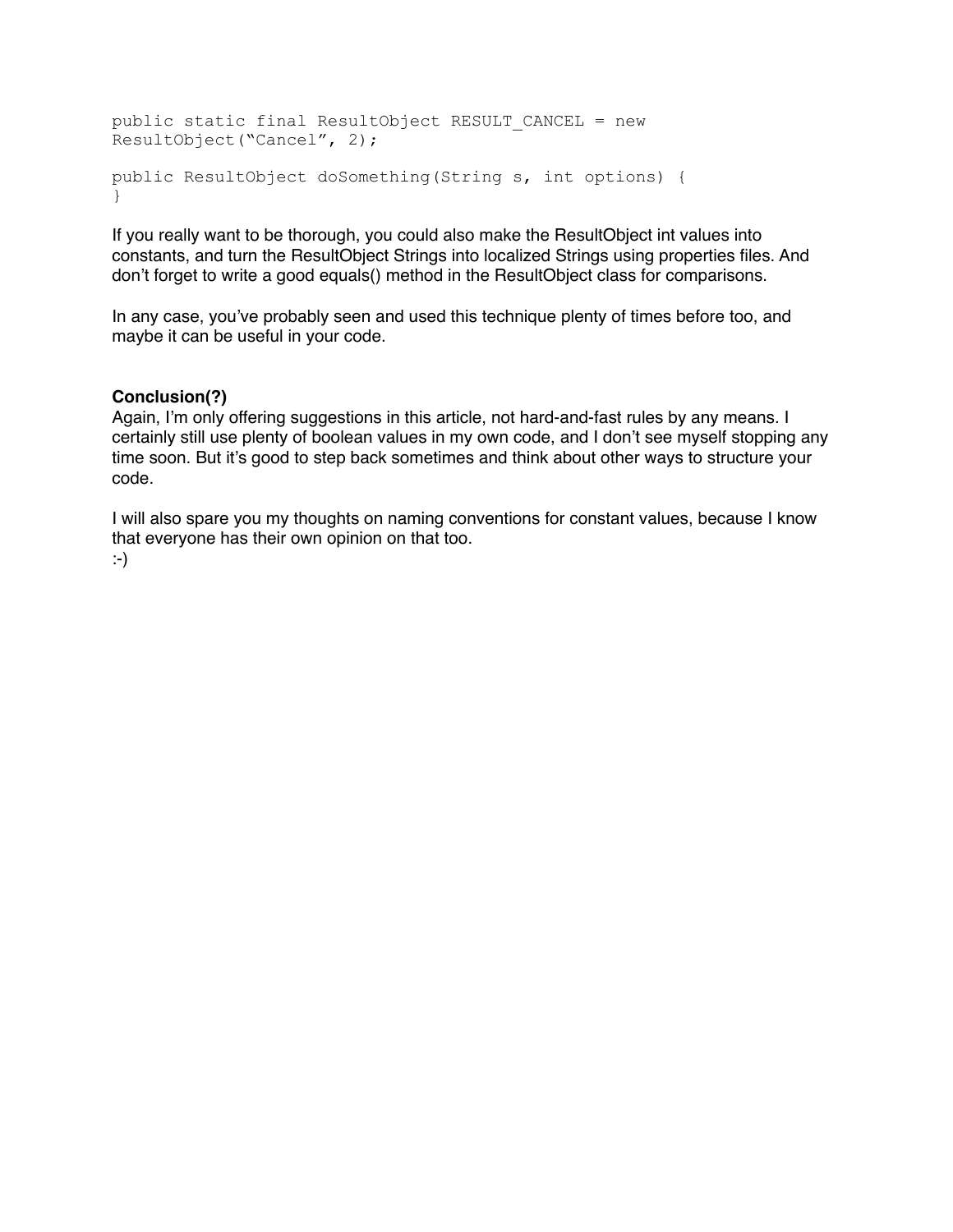```
public static final ResultObject RESULT_CANCEL = new
ResultObject("Cancel", 2);

public ResultObject doSomething(String s, int options) {
}
```

If you really want to be thorough, you could also make the ResultObject int values into constants, and turn the ResultObject Strings into localized Strings using properties files. And don't forget to write a good equals() method in the ResultObject class for comparisons.

In any case, you've probably seen and used this technique plenty of times before too, and maybe it can be useful in your code.

**Conclusion(?)**

Again, I'm only offering suggestions in this article, not hard-and-fast rules by any means. I certainly still use plenty of boolean values in my own code, and I don't see myself stopping any time soon. But it's good to step back sometimes and think about other ways to structure your code.

I will also spare you my thoughts on naming conventions for constant values, because I know that everyone has their own opinion on that too.
:-)